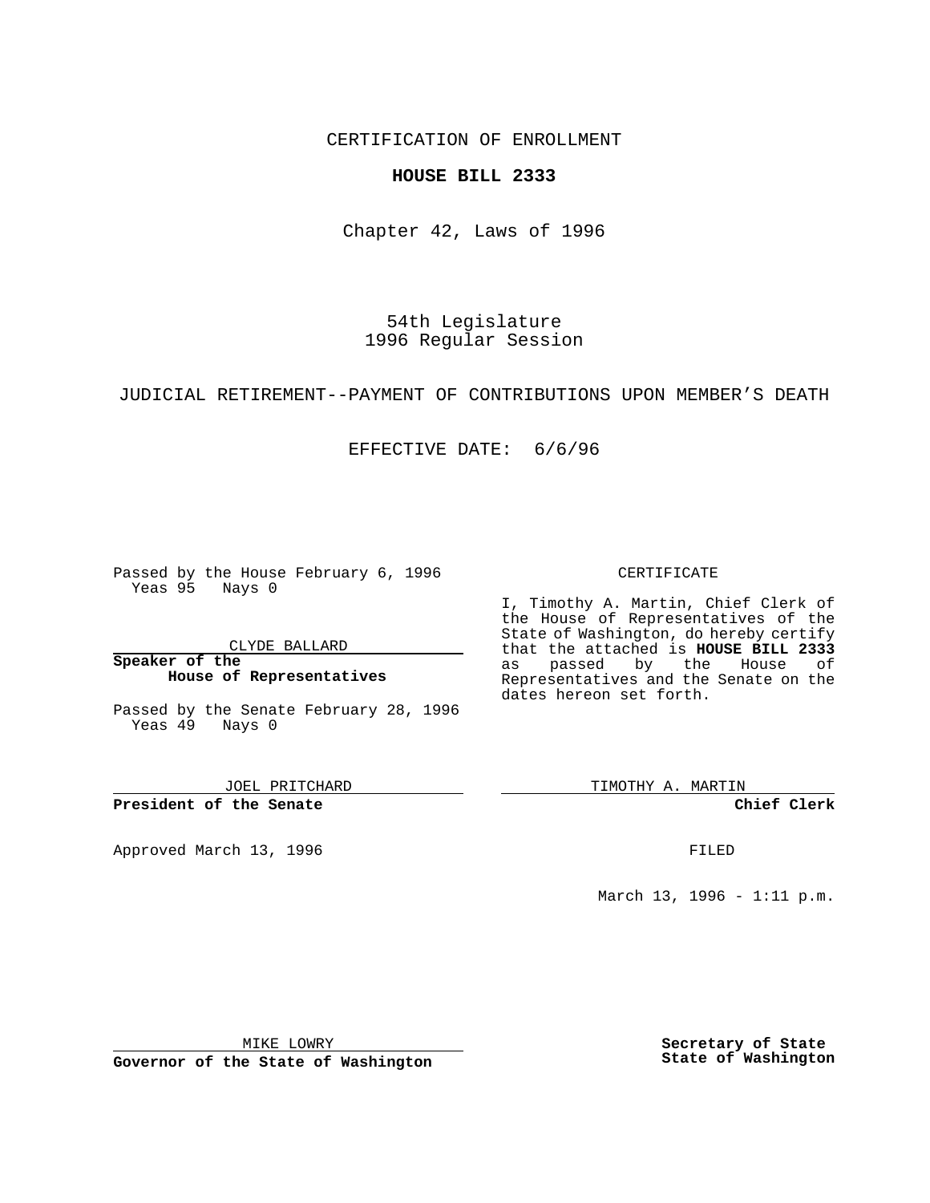CERTIFICATION OF ENROLLMENT

**HOUSE BILL 2333**

Chapter 42, Laws of 1996

54th Legislature
1996 Regular Session

JUDICIAL RETIREMENT--PAYMENT OF CONTRIBUTIONS UPON MEMBER'S DEATH

EFFECTIVE DATE: 6/6/96

Passed by the House February 6, 1996
Yeas 95 Nays 0

CLYDE BALLARD

**Speaker of the House of Representatives**

Passed by the Senate February 28, 1996
Yeas 49 Nays 0

JOEL PRITCHARD

**President of the Senate**

Approved March 13, 1996

MIKE LOWRY

**Governor of the State of Washington**

CERTIFICATE

I, Timothy A. Martin, Chief Clerk of the House of Representatives of the State of Washington, do hereby certify that the attached is **HOUSE BILL 2333** as passed by the House of Representatives and the Senate on the dates hereon set forth.

TIMOTHY A. MARTIN

**Chief Clerk**

FILED

March 13, 1996 - 1:11 p.m.

**Secretary of State State of Washington**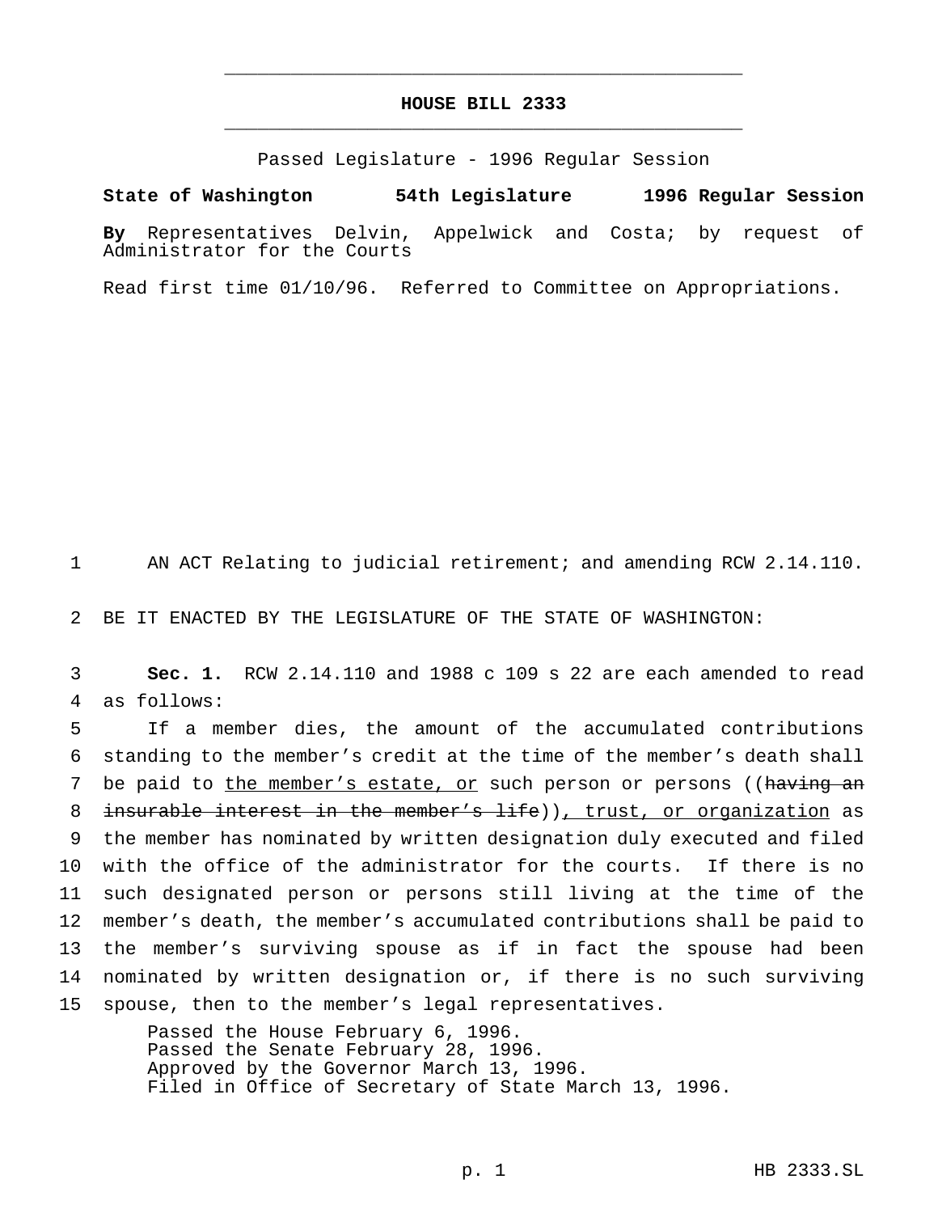# HOUSE BILL 2333

Passed Legislature - 1996 Regular Session

**State of Washington 54th Legislature 1996 Regular Session**

**By** Representatives Delvin, Appelwick and Costa; by request of Administrator for the Courts

Read first time 01/10/96. Referred to Committee on Appropriations.

AN ACT Relating to judicial retirement; and amending RCW 2.14.110.

BE IT ENACTED BY THE LEGISLATURE OF THE STATE OF WASHINGTON:

**Sec. 1.** RCW 2.14.110 and 1988 c 109 s 22 are each amended to read as follows:

If a member dies, the amount of the accumulated contributions standing to the member's credit at the time of the member's death shall be paid to the member's estate, or such person or persons ((~~having an insurable interest in the member's life~~)), trust, or organization as the member has nominated by written designation duly executed and filed with the office of the administrator for the courts. If there is no such designated person or persons still living at the time of the member's death, the member's accumulated contributions shall be paid to the member's surviving spouse as if in fact the spouse had been nominated by written designation or, if there is no such surviving spouse, then to the member's legal representatives.

Passed the House February 6, 1996.
Passed the Senate February 28, 1996.
Approved by the Governor March 13, 1996.
Filed in Office of Secretary of State March 13, 1996.